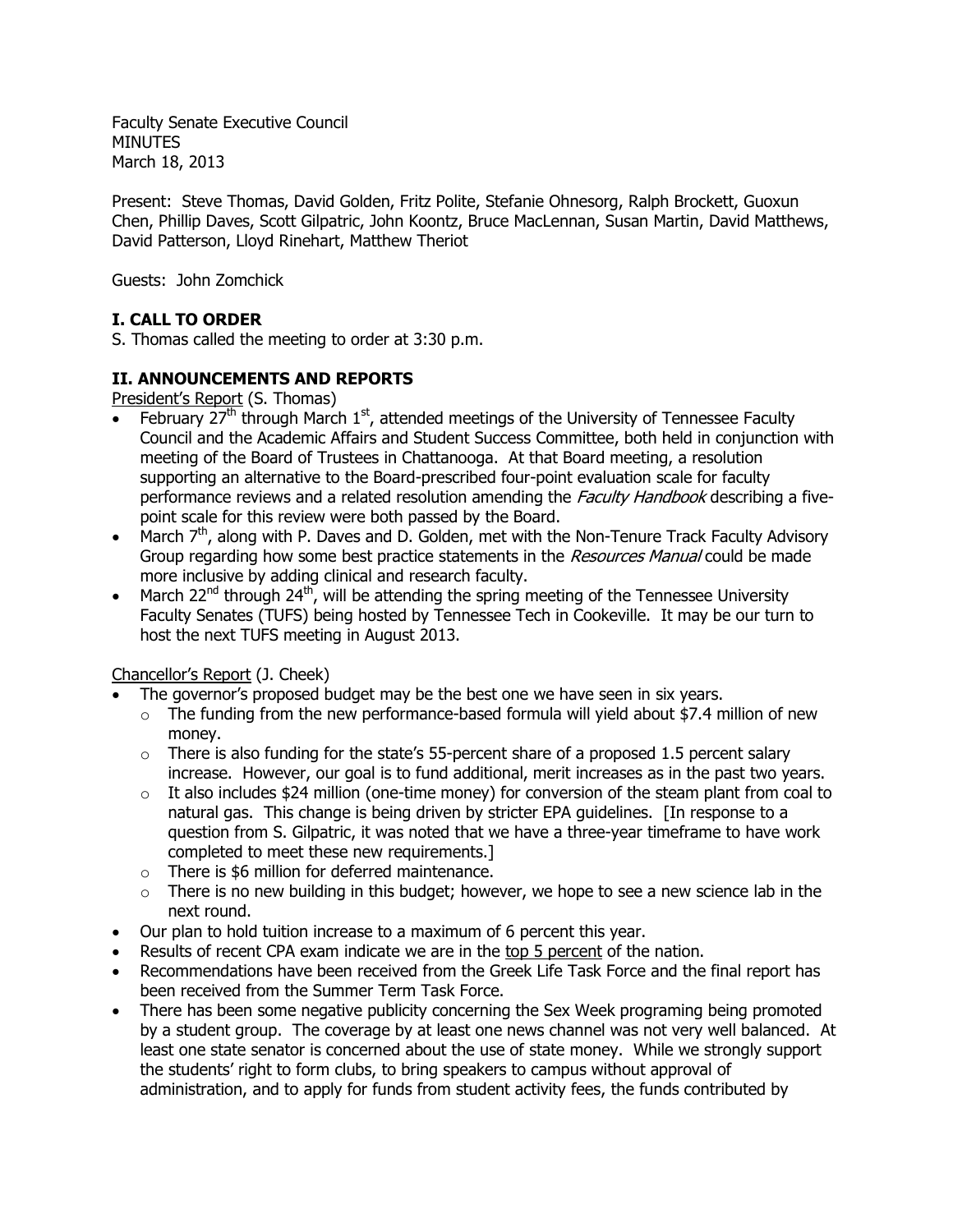Faculty Senate Executive Council
MINUTES
March 18, 2013

Present: Steve Thomas, David Golden, Fritz Polite, Stefanie Ohnesorg, Ralph Brockett, Guoxun Chen, Phillip Daves, Scott Gilpatric, John Koontz, Bruce MacLennan, Susan Martin, David Matthews, David Patterson, Lloyd Rinehart, Matthew Theriot

Guests: John Zomchick

## I. CALL TO ORDER

S. Thomas called the meeting to order at 3:30 p.m.

## II. ANNOUNCEMENTS AND REPORTS

President's Report (S. Thomas)

- February 27th through March 1st, attended meetings of the University of Tennessee Faculty Council and the Academic Affairs and Student Success Committee, both held in conjunction with meeting of the Board of Trustees in Chattanooga. At that Board meeting, a resolution supporting an alternative to the Board-prescribed four-point evaluation scale for faculty performance reviews and a related resolution amending the *Faculty Handbook* describing a five-point scale for this review were both passed by the Board.
- March 7th, along with P. Daves and D. Golden, met with the Non-Tenure Track Faculty Advisory Group regarding how some best practice statements in the *Resources Manual* could be made more inclusive by adding clinical and research faculty.
- March 22nd through 24th, will be attending the spring meeting of the Tennessee University Faculty Senates (TUFS) being hosted by Tennessee Tech in Cookeville. It may be our turn to host the next TUFS meeting in August 2013.

Chancellor's Report (J. Cheek)

- The governor's proposed budget may be the best one we have seen in six years.
  - The funding from the new performance-based formula will yield about $7.4 million of new money.
  - There is also funding for the state's 55-percent share of a proposed 1.5 percent salary increase. However, our goal is to fund additional, merit increases as in the past two years.
  - It also includes $24 million (one-time money) for conversion of the steam plant from coal to natural gas. This change is being driven by stricter EPA guidelines. [In response to a question from S. Gilpatric, it was noted that we have a three-year timeframe to have work completed to meet these new requirements.]
  - There is $6 million for deferred maintenance.
  - There is no new building in this budget; however, we hope to see a new science lab in the next round.
- Our plan to hold tuition increase to a maximum of 6 percent this year.
- Results of recent CPA exam indicate we are in the top 5 percent of the nation.
- Recommendations have been received from the Greek Life Task Force and the final report has been received from the Summer Term Task Force.
- There has been some negative publicity concerning the Sex Week programing being promoted by a student group. The coverage by at least one news channel was not very well balanced. At least one state senator is concerned about the use of state money. While we strongly support the students' right to form clubs, to bring speakers to campus without approval of administration, and to apply for funds from student activity fees, the funds contributed by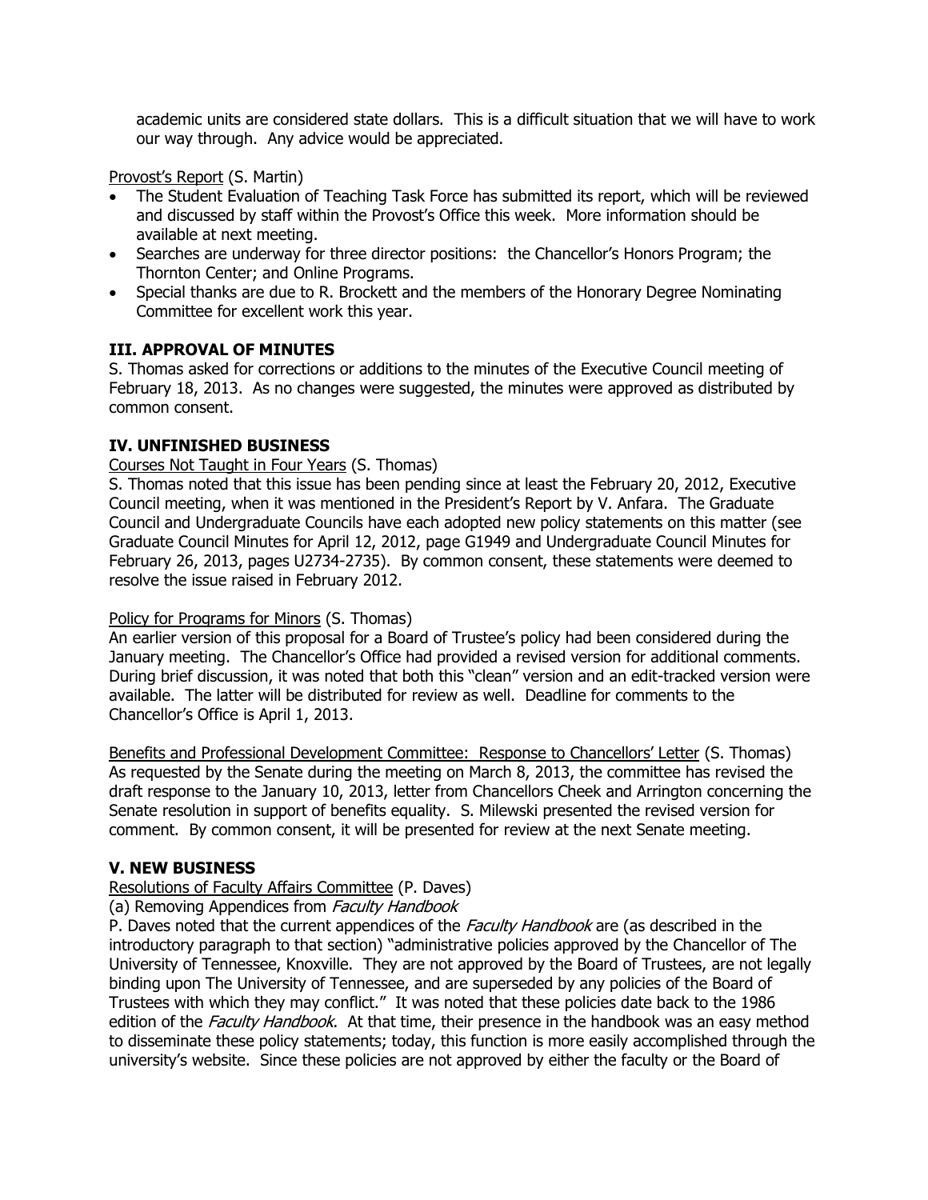academic units are considered state dollars. This is a difficult situation that we will have to work our way through. Any advice would be appreciated.

Provost's Report (S. Martin)

- The Student Evaluation of Teaching Task Force has submitted its report, which will be reviewed and discussed by staff within the Provost's Office this week. More information should be available at next meeting.
- Searches are underway for three director positions: the Chancellor's Honors Program; the Thornton Center; and Online Programs.
- Special thanks are due to R. Brockett and the members of the Honorary Degree Nominating Committee for excellent work this year.

## III. APPROVAL OF MINUTES

S. Thomas asked for corrections or additions to the minutes of the Executive Council meeting of February 18, 2013. As no changes were suggested, the minutes were approved as distributed by common consent.

## IV. UNFINISHED BUSINESS

Courses Not Taught in Four Years (S. Thomas)

S. Thomas noted that this issue has been pending since at least the February 20, 2012, Executive Council meeting, when it was mentioned in the President's Report by V. Anfara. The Graduate Council and Undergraduate Councils have each adopted new policy statements on this matter (see Graduate Council Minutes for April 12, 2012, page G1949 and Undergraduate Council Minutes for February 26, 2013, pages U2734-2735). By common consent, these statements were deemed to resolve the issue raised in February 2012.

Policy for Programs for Minors (S. Thomas)

An earlier version of this proposal for a Board of Trustee's policy had been considered during the January meeting. The Chancellor's Office had provided a revised version for additional comments. During brief discussion, it was noted that both this "clean" version and an edit-tracked version were available. The latter will be distributed for review as well. Deadline for comments to the Chancellor's Office is April 1, 2013.

Benefits and Professional Development Committee: Response to Chancellors' Letter (S. Thomas)

As requested by the Senate during the meeting on March 8, 2013, the committee has revised the draft response to the January 10, 2013, letter from Chancellors Cheek and Arrington concerning the Senate resolution in support of benefits equality. S. Milewski presented the revised version for comment. By common consent, it will be presented for review at the next Senate meeting.

## V. NEW BUSINESS

Resolutions of Faculty Affairs Committee (P. Daves)

(a) Removing Appendices from *Faculty Handbook*

P. Daves noted that the current appendices of the *Faculty Handbook* are (as described in the introductory paragraph to that section) "administrative policies approved by the Chancellor of The University of Tennessee, Knoxville. They are not approved by the Board of Trustees, are not legally binding upon The University of Tennessee, and are superseded by any policies of the Board of Trustees with which they may conflict." It was noted that these policies date back to the 1986 edition of the *Faculty Handbook*. At that time, their presence in the handbook was an easy method to disseminate these policy statements; today, this function is more easily accomplished through the university's website. Since these policies are not approved by either the faculty or the Board of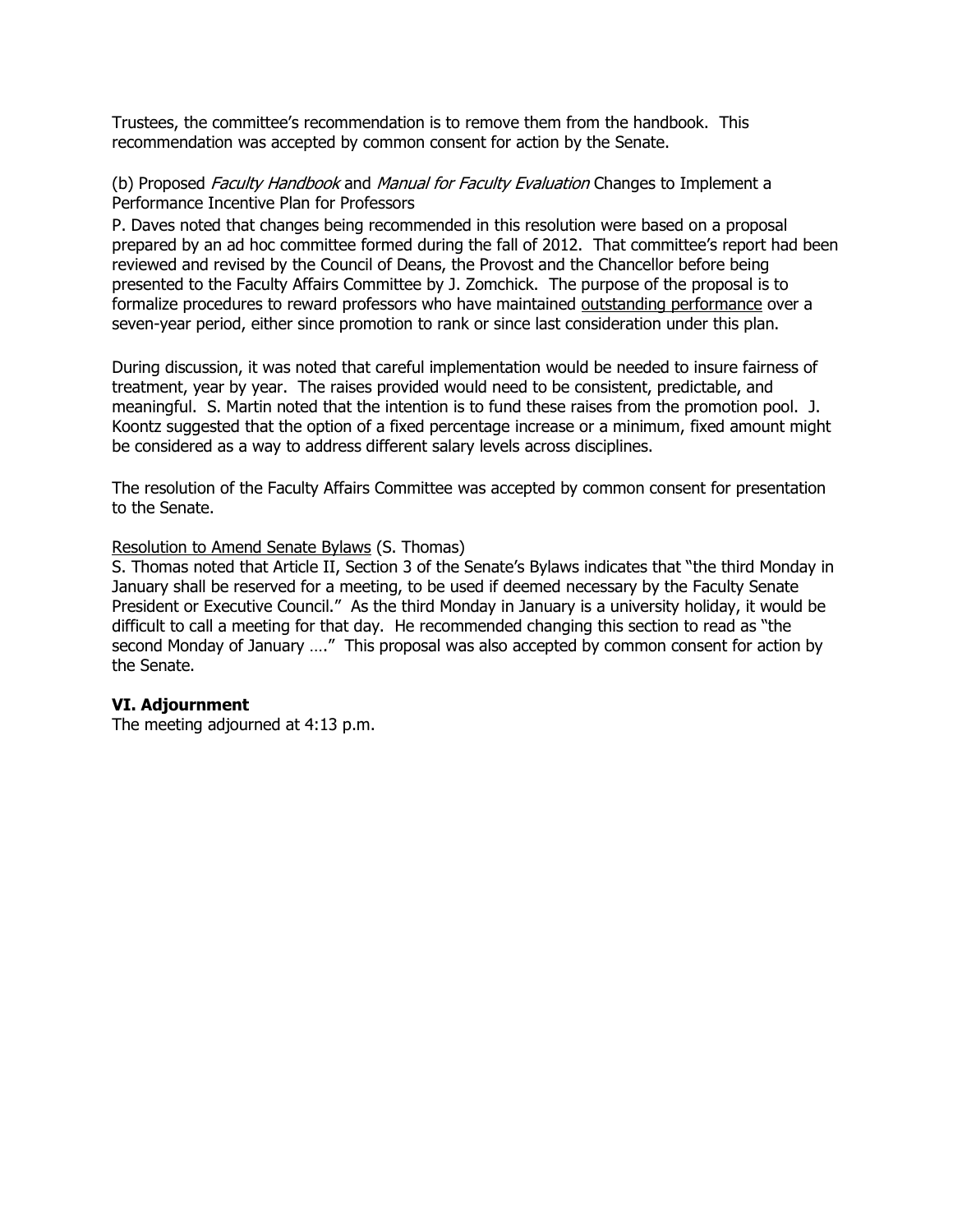Trustees, the committee's recommendation is to remove them from the handbook. This recommendation was accepted by common consent for action by the Senate.

(b) Proposed *Faculty Handbook* and *Manual for Faculty Evaluation* Changes to Implement a Performance Incentive Plan for Professors

P. Daves noted that changes being recommended in this resolution were based on a proposal prepared by an ad hoc committee formed during the fall of 2012. That committee's report had been reviewed and revised by the Council of Deans, the Provost and the Chancellor before being presented to the Faculty Affairs Committee by J. Zomchick. The purpose of the proposal is to formalize procedures to reward professors who have maintained outstanding performance over a seven-year period, either since promotion to rank or since last consideration under this plan.

During discussion, it was noted that careful implementation would be needed to insure fairness of treatment, year by year. The raises provided would need to be consistent, predictable, and meaningful. S. Martin noted that the intention is to fund these raises from the promotion pool. J. Koontz suggested that the option of a fixed percentage increase or a minimum, fixed amount might be considered as a way to address different salary levels across disciplines.

The resolution of the Faculty Affairs Committee was accepted by common consent for presentation to the Senate.

Resolution to Amend Senate Bylaws (S. Thomas)

S. Thomas noted that Article II, Section 3 of the Senate's Bylaws indicates that "the third Monday in January shall be reserved for a meeting, to be used if deemed necessary by the Faculty Senate President or Executive Council." As the third Monday in January is a university holiday, it would be difficult to call a meeting for that day. He recommended changing this section to read as "the second Monday of January …." This proposal was also accepted by common consent for action by the Senate.

**VI. Adjournment**

The meeting adjourned at 4:13 p.m.